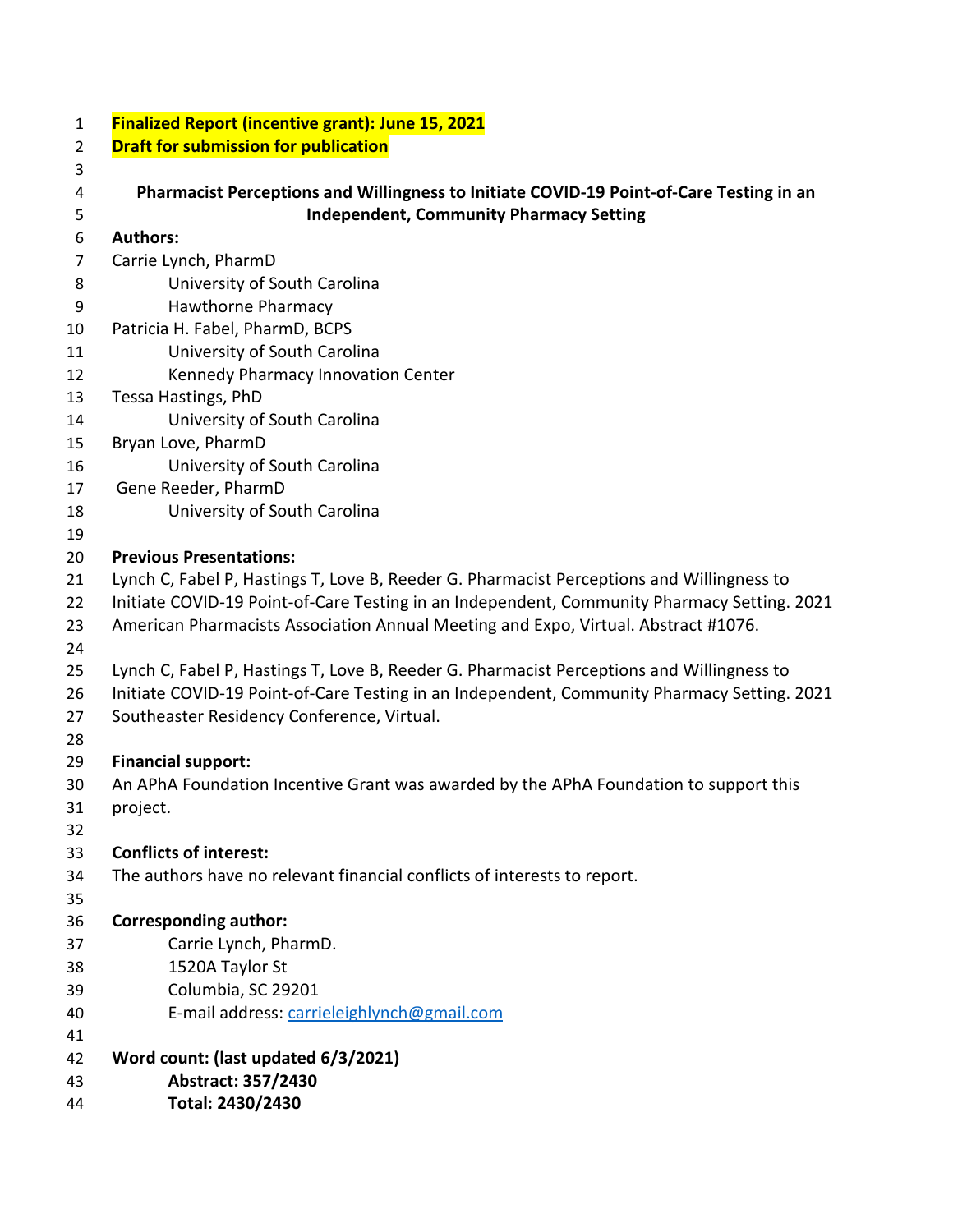**Finalized Report (incentive grant): June 15, 2021**
**Draft for submission for publication**

# Pharmacist Perceptions and Willingness to Initiate COVID-19 Point-of-Care Testing in an Independent, Community Pharmacy Setting

**Authors:**

Carrie Lynch, PharmD
University of South Carolina
Hawthorne Pharmacy

Patricia H. Fabel, PharmD, BCPS
University of South Carolina
Kennedy Pharmacy Innovation Center

Tessa Hastings, PhD
University of South Carolina

Bryan Love, PharmD
University of South Carolina

Gene Reeder, PharmD
University of South Carolina

**Previous Presentations:**

Lynch C, Fabel P, Hastings T, Love B, Reeder G. Pharmacist Perceptions and Willingness to Initiate COVID-19 Point-of-Care Testing in an Independent, Community Pharmacy Setting. 2021 American Pharmacists Association Annual Meeting and Expo, Virtual. Abstract #1076.

Lynch C, Fabel P, Hastings T, Love B, Reeder G. Pharmacist Perceptions and Willingness to Initiate COVID-19 Point-of-Care Testing in an Independent, Community Pharmacy Setting. 2021 Southeaster Residency Conference, Virtual.

**Financial support:**

An APhA Foundation Incentive Grant was awarded by the APhA Foundation to support this project.

**Conflicts of interest:**

The authors have no relevant financial conflicts of interests to report.

**Corresponding author:**

Carrie Lynch, PharmD.
1520A Taylor St
Columbia, SC 29201
E-mail address: carrieleighlynch@gmail.com

**Word count: (last updated 6/3/2021)**

**Abstract: 357/2430**

**Total: 2430/2430**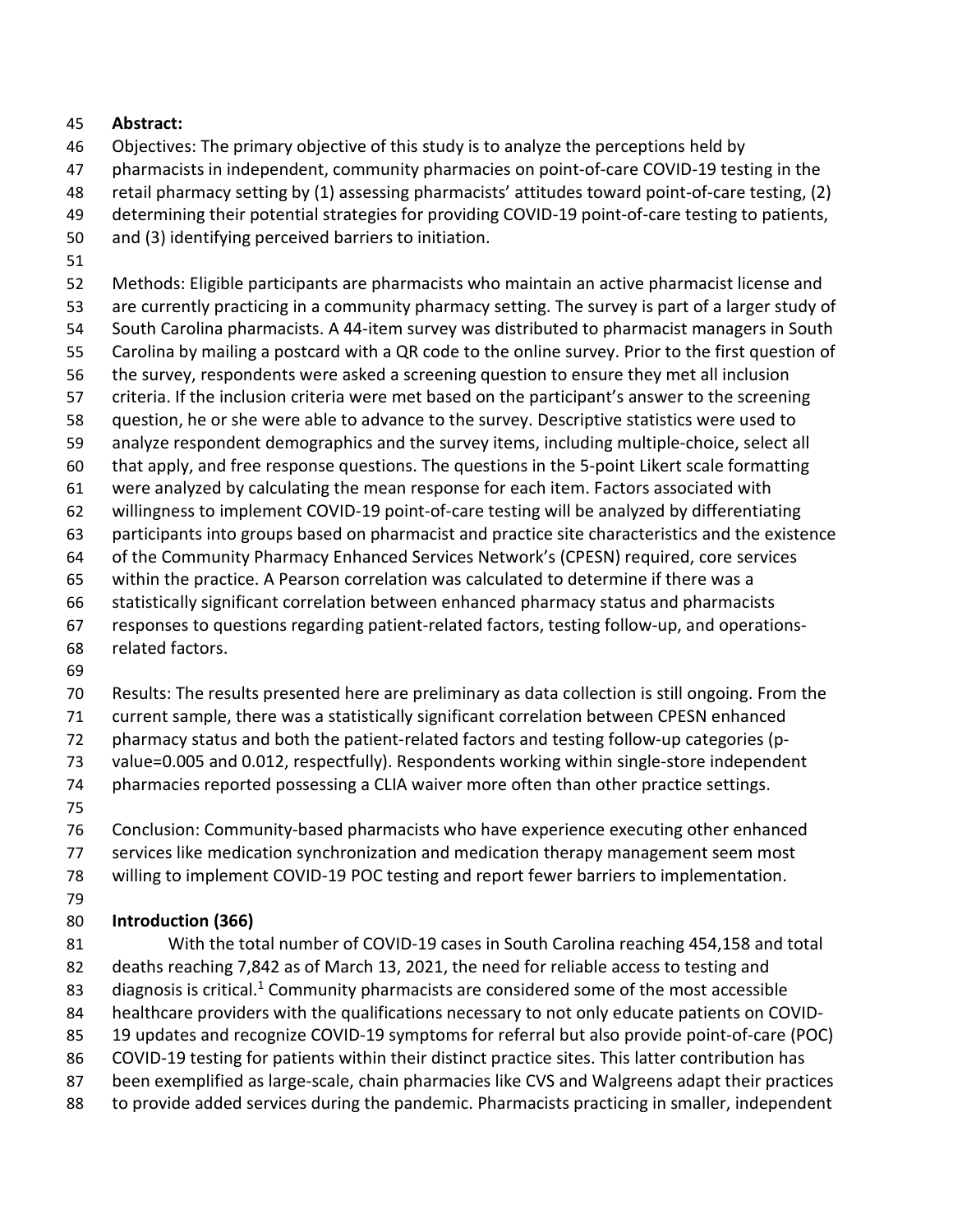**Abstract:**

Objectives: The primary objective of this study is to analyze the perceptions held by pharmacists in independent, community pharmacies on point-of-care COVID-19 testing in the retail pharmacy setting by (1) assessing pharmacists' attitudes toward point-of-care testing, (2) determining their potential strategies for providing COVID-19 point-of-care testing to patients, and (3) identifying perceived barriers to initiation.

Methods: Eligible participants are pharmacists who maintain an active pharmacist license and are currently practicing in a community pharmacy setting. The survey is part of a larger study of South Carolina pharmacists. A 44-item survey was distributed to pharmacist managers in South Carolina by mailing a postcard with a QR code to the online survey. Prior to the first question of the survey, respondents were asked a screening question to ensure they met all inclusion criteria. If the inclusion criteria were met based on the participant's answer to the screening question, he or she were able to advance to the survey. Descriptive statistics were used to analyze respondent demographics and the survey items, including multiple-choice, select all that apply, and free response questions. The questions in the 5-point Likert scale formatting were analyzed by calculating the mean response for each item. Factors associated with willingness to implement COVID-19 point-of-care testing will be analyzed by differentiating participants into groups based on pharmacist and practice site characteristics and the existence of the Community Pharmacy Enhanced Services Network's (CPESN) required, core services within the practice. A Pearson correlation was calculated to determine if there was a statistically significant correlation between enhanced pharmacy status and pharmacists responses to questions regarding patient-related factors, testing follow-up, and operations-related factors.

Results: The results presented here are preliminary as data collection is still ongoing. From the current sample, there was a statistically significant correlation between CPESN enhanced pharmacy status and both the patient-related factors and testing follow-up categories (p-value=0.005 and 0.012, respectfully). Respondents working within single-store independent pharmacies reported possessing a CLIA waiver more often than other practice settings.

Conclusion: Community-based pharmacists who have experience executing other enhanced services like medication synchronization and medication therapy management seem most willing to implement COVID-19 POC testing and report fewer barriers to implementation.

**Introduction (366)**

With the total number of COVID-19 cases in South Carolina reaching 454,158 and total deaths reaching 7,842 as of March 13, 2021, the need for reliable access to testing and diagnosis is critical.[1] Community pharmacists are considered some of the most accessible healthcare providers with the qualifications necessary to not only educate patients on COVID-19 updates and recognize COVID-19 symptoms for referral but also provide point-of-care (POC) COVID-19 testing for patients within their distinct practice sites. This latter contribution has been exemplified as large-scale, chain pharmacies like CVS and Walgreens adapt their practices to provide added services during the pandemic. Pharmacists practicing in smaller, independent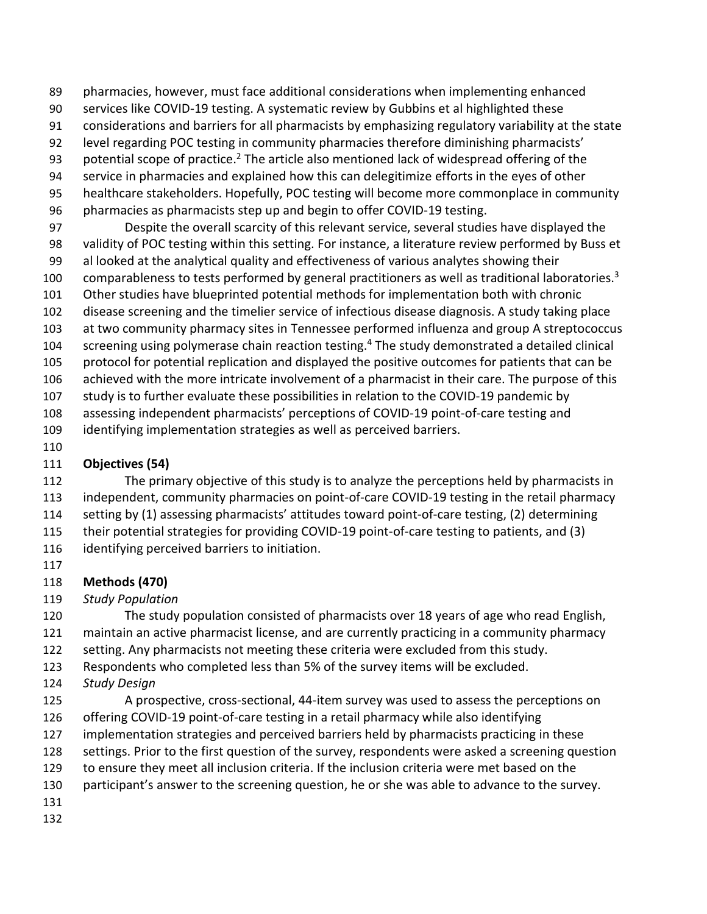pharmacies, however, must face additional considerations when implementing enhanced services like COVID-19 testing. A systematic review by Gubbins et al highlighted these considerations and barriers for all pharmacists by emphasizing regulatory variability at the state level regarding POC testing in community pharmacies therefore diminishing pharmacists' potential scope of practice.[2] The article also mentioned lack of widespread offering of the service in pharmacies and explained how this can delegitimize efforts in the eyes of other healthcare stakeholders. Hopefully, POC testing will become more commonplace in community pharmacies as pharmacists step up and begin to offer COVID-19 testing.

Despite the overall scarcity of this relevant service, several studies have displayed the validity of POC testing within this setting. For instance, a literature review performed by Buss et al looked at the analytical quality and effectiveness of various analytes showing their comparableness to tests performed by general practitioners as well as traditional laboratories.[3] Other studies have blueprinted potential methods for implementation both with chronic disease screening and the timelier service of infectious disease diagnosis. A study taking place at two community pharmacy sites in Tennessee performed influenza and group A streptococcus screening using polymerase chain reaction testing.[4] The study demonstrated a detailed clinical protocol for potential replication and displayed the positive outcomes for patients that can be achieved with the more intricate involvement of a pharmacist in their care. The purpose of this study is to further evaluate these possibilities in relation to the COVID-19 pandemic by assessing independent pharmacists' perceptions of COVID-19 point-of-care testing and identifying implementation strategies as well as perceived barriers.

## Objectives (54)

The primary objective of this study is to analyze the perceptions held by pharmacists in independent, community pharmacies on point-of-care COVID-19 testing in the retail pharmacy setting by (1) assessing pharmacists' attitudes toward point-of-care testing, (2) determining their potential strategies for providing COVID-19 point-of-care testing to patients, and (3) identifying perceived barriers to initiation.

## Methods (470)

*Study Population*

The study population consisted of pharmacists over 18 years of age who read English, maintain an active pharmacist license, and are currently practicing in a community pharmacy setting. Any pharmacists not meeting these criteria were excluded from this study. Respondents who completed less than 5% of the survey items will be excluded.

*Study Design*

A prospective, cross-sectional, 44-item survey was used to assess the perceptions on offering COVID-19 point-of-care testing in a retail pharmacy while also identifying implementation strategies and perceived barriers held by pharmacists practicing in these settings. Prior to the first question of the survey, respondents were asked a screening question to ensure they meet all inclusion criteria. If the inclusion criteria were met based on the participant's answer to the screening question, he or she was able to advance to the survey.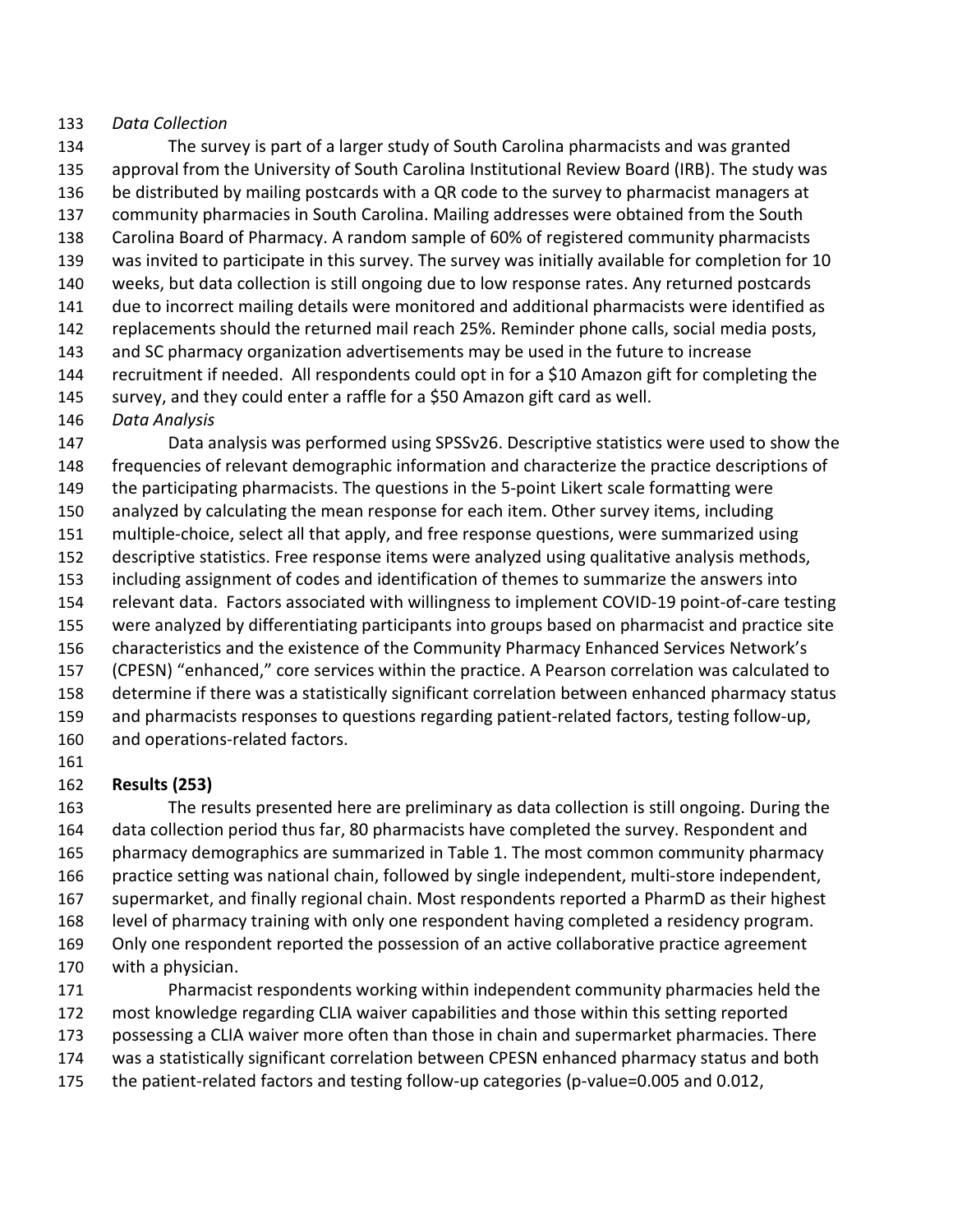*Data Collection*

The survey is part of a larger study of South Carolina pharmacists and was granted approval from the University of South Carolina Institutional Review Board (IRB). The study was be distributed by mailing postcards with a QR code to the survey to pharmacist managers at community pharmacies in South Carolina. Mailing addresses were obtained from the South Carolina Board of Pharmacy. A random sample of 60% of registered community pharmacists was invited to participate in this survey. The survey was initially available for completion for 10 weeks, but data collection is still ongoing due to low response rates. Any returned postcards due to incorrect mailing details were monitored and additional pharmacists were identified as replacements should the returned mail reach 25%. Reminder phone calls, social media posts, and SC pharmacy organization advertisements may be used in the future to increase recruitment if needed. All respondents could opt in for a $10 Amazon gift for completing the survey, and they could enter a raffle for a $50 Amazon gift card as well.

*Data Analysis*

Data analysis was performed using SPSSv26. Descriptive statistics were used to show the frequencies of relevant demographic information and characterize the practice descriptions of the participating pharmacists. The questions in the 5-point Likert scale formatting were analyzed by calculating the mean response for each item. Other survey items, including multiple-choice, select all that apply, and free response questions, were summarized using descriptive statistics. Free response items were analyzed using qualitative analysis methods, including assignment of codes and identification of themes to summarize the answers into relevant data. Factors associated with willingness to implement COVID-19 point-of-care testing were analyzed by differentiating participants into groups based on pharmacist and practice site characteristics and the existence of the Community Pharmacy Enhanced Services Network's (CPESN) "enhanced," core services within the practice. A Pearson correlation was calculated to determine if there was a statistically significant correlation between enhanced pharmacy status and pharmacists responses to questions regarding patient-related factors, testing follow-up, and operations-related factors.

**Results (253)**

The results presented here are preliminary as data collection is still ongoing. During the data collection period thus far, 80 pharmacists have completed the survey. Respondent and pharmacy demographics are summarized in Table 1. The most common community pharmacy practice setting was national chain, followed by single independent, multi-store independent, supermarket, and finally regional chain. Most respondents reported a PharmD as their highest level of pharmacy training with only one respondent having completed a residency program. Only one respondent reported the possession of an active collaborative practice agreement with a physician.

Pharmacist respondents working within independent community pharmacies held the most knowledge regarding CLIA waiver capabilities and those within this setting reported possessing a CLIA waiver more often than those in chain and supermarket pharmacies. There was a statistically significant correlation between CPESN enhanced pharmacy status and both the patient-related factors and testing follow-up categories (p-value=0.005 and 0.012,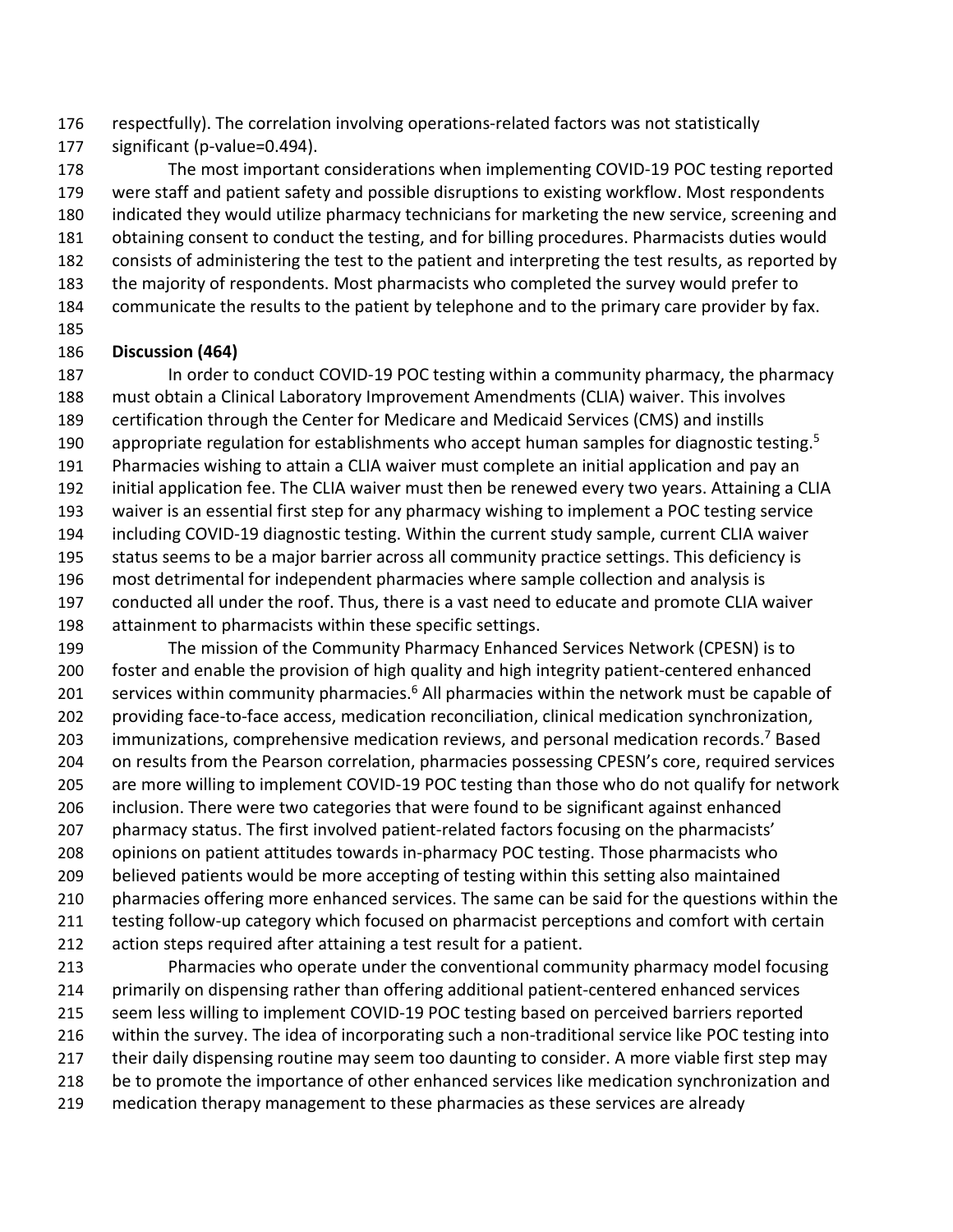respectfully). The correlation involving operations-related factors was not statistically significant (p-value=0.494).

The most important considerations when implementing COVID-19 POC testing reported were staff and patient safety and possible disruptions to existing workflow. Most respondents indicated they would utilize pharmacy technicians for marketing the new service, screening and obtaining consent to conduct the testing, and for billing procedures. Pharmacists duties would consists of administering the test to the patient and interpreting the test results, as reported by the majority of respondents. Most pharmacists who completed the survey would prefer to communicate the results to the patient by telephone and to the primary care provider by fax.

## Discussion (464)

In order to conduct COVID-19 POC testing within a community pharmacy, the pharmacy must obtain a Clinical Laboratory Improvement Amendments (CLIA) waiver. This involves certification through the Center for Medicare and Medicaid Services (CMS) and instills appropriate regulation for establishments who accept human samples for diagnostic testing.[5] Pharmacies wishing to attain a CLIA waiver must complete an initial application and pay an initial application fee. The CLIA waiver must then be renewed every two years. Attaining a CLIA waiver is an essential first step for any pharmacy wishing to implement a POC testing service including COVID-19 diagnostic testing. Within the current study sample, current CLIA waiver status seems to be a major barrier across all community practice settings. This deficiency is most detrimental for independent pharmacies where sample collection and analysis is conducted all under the roof. Thus, there is a vast need to educate and promote CLIA waiver attainment to pharmacists within these specific settings.

The mission of the Community Pharmacy Enhanced Services Network (CPESN) is to foster and enable the provision of high quality and high integrity patient-centered enhanced services within community pharmacies.[6] All pharmacies within the network must be capable of providing face-to-face access, medication reconciliation, clinical medication synchronization, immunizations, comprehensive medication reviews, and personal medication records.[7] Based on results from the Pearson correlation, pharmacies possessing CPESN's core, required services are more willing to implement COVID-19 POC testing than those who do not qualify for network inclusion. There were two categories that were found to be significant against enhanced pharmacy status. The first involved patient-related factors focusing on the pharmacists' opinions on patient attitudes towards in-pharmacy POC testing. Those pharmacists who believed patients would be more accepting of testing within this setting also maintained pharmacies offering more enhanced services. The same can be said for the questions within the testing follow-up category which focused on pharmacist perceptions and comfort with certain action steps required after attaining a test result for a patient.

Pharmacies who operate under the conventional community pharmacy model focusing primarily on dispensing rather than offering additional patient-centered enhanced services seem less willing to implement COVID-19 POC testing based on perceived barriers reported within the survey. The idea of incorporating such a non-traditional service like POC testing into their daily dispensing routine may seem too daunting to consider. A more viable first step may be to promote the importance of other enhanced services like medication synchronization and medication therapy management to these pharmacies as these services are already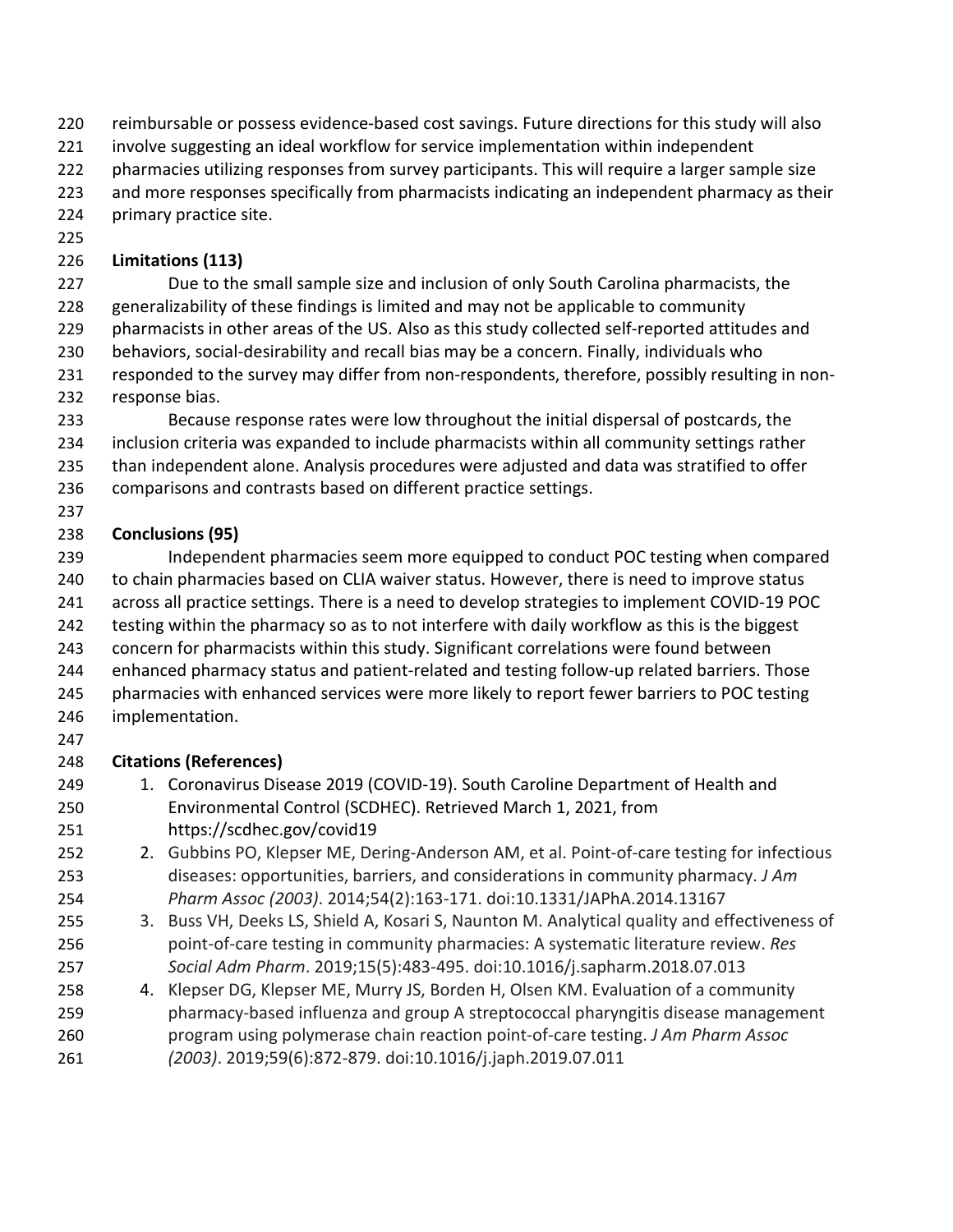reimbursable or possess evidence-based cost savings. Future directions for this study will also involve suggesting an ideal workflow for service implementation within independent pharmacies utilizing responses from survey participants. This will require a larger sample size and more responses specifically from pharmacists indicating an independent pharmacy as their primary practice site.

## Limitations (113)

Due to the small sample size and inclusion of only South Carolina pharmacists, the generalizability of these findings is limited and may not be applicable to community pharmacists in other areas of the US. Also as this study collected self-reported attitudes and behaviors, social-desirability and recall bias may be a concern. Finally, individuals who responded to the survey may differ from non-respondents, therefore, possibly resulting in non-response bias.

Because response rates were low throughout the initial dispersal of postcards, the inclusion criteria was expanded to include pharmacists within all community settings rather than independent alone. Analysis procedures were adjusted and data was stratified to offer comparisons and contrasts based on different practice settings.

## Conclusions (95)

Independent pharmacies seem more equipped to conduct POC testing when compared to chain pharmacies based on CLIA waiver status. However, there is need to improve status across all practice settings. There is a need to develop strategies to implement COVID-19 POC testing within the pharmacy so as to not interfere with daily workflow as this is the biggest concern for pharmacists within this study. Significant correlations were found between enhanced pharmacy status and patient-related and testing follow-up related barriers. Those pharmacies with enhanced services were more likely to report fewer barriers to POC testing implementation.

## Citations (References)

1. Coronavirus Disease 2019 (COVID-19). South Caroline Department of Health and Environmental Control (SCDHEC). Retrieved March 1, 2021, from https://scdhec.gov/covid19
2. Gubbins PO, Klepser ME, Dering-Anderson AM, et al. Point-of-care testing for infectious diseases: opportunities, barriers, and considerations in community pharmacy. *J Am Pharm Assoc (2003)*. 2014;54(2):163-171. doi:10.1331/JAPhA.2014.13167
3. Buss VH, Deeks LS, Shield A, Kosari S, Naunton M. Analytical quality and effectiveness of point-of-care testing in community pharmacies: A systematic literature review. *Res Social Adm Pharm*. 2019;15(5):483-495. doi:10.1016/j.sapharm.2018.07.013
4. Klepser DG, Klepser ME, Murry JS, Borden H, Olsen KM. Evaluation of a community pharmacy-based influenza and group A streptococcal pharyngitis disease management program using polymerase chain reaction point-of-care testing. *J Am Pharm Assoc (2003)*. 2019;59(6):872-879. doi:10.1016/j.japh.2019.07.011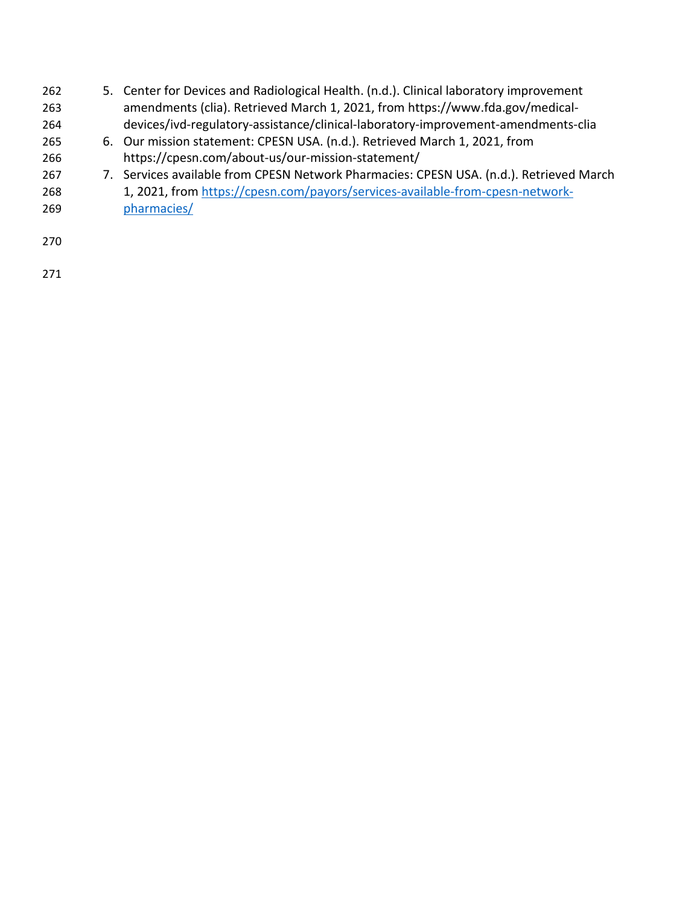5. Center for Devices and Radiological Health. (n.d.). Clinical laboratory improvement amendments (clia). Retrieved March 1, 2021, from https://www.fda.gov/medical-devices/ivd-regulatory-assistance/clinical-laboratory-improvement-amendments-clia
6. Our mission statement: CPESN USA. (n.d.). Retrieved March 1, 2021, from https://cpesn.com/about-us/our-mission-statement/
7. Services available from CPESN Network Pharmacies: CPESN USA. (n.d.). Retrieved March 1, 2021, from https://cpesn.com/payors/services-available-from-cpesn-network-pharmacies/